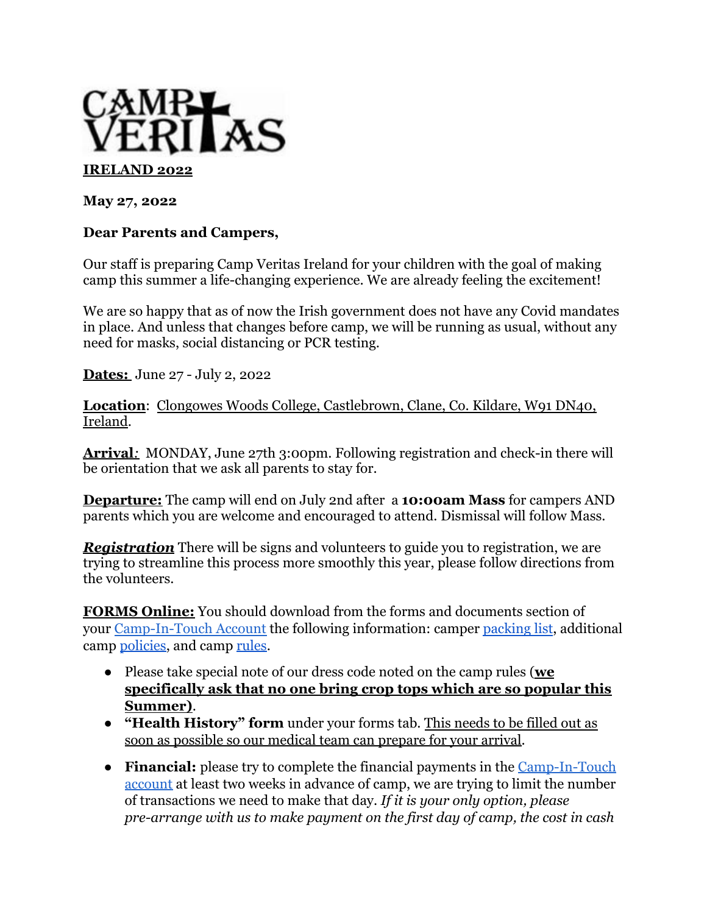# CAMP VERITAS

**IRELAND 2022**

**May 27, 2022**

**Dear Parents and Campers,**

Our staff is preparing Camp Veritas Ireland for your children with the goal of making camp this summer a life-changing experience. We are already feeling the excitement!

We are so happy that as of now the Irish government does not have any Covid mandates in place. And unless that changes before camp, we will be running as usual, without any need for masks, social distancing or PCR testing.

**Dates:** June 27 - July 2, 2022

**Location**: Clongowes Woods College, Castlebrown, Clane, Co. Kildare, W91 DN40, Ireland.

**Arrival**: MONDAY, June 27th 3:00pm. Following registration and check-in there will be orientation that we ask all parents to stay for.

**Departure:** The camp will end on July 2nd after a **10:00am Mass** for campers AND parents which you are welcome and encouraged to attend. Dismissal will follow Mass.

***Registration*** There will be signs and volunteers to guide you to registration, we are trying to streamline this process more smoothly this year, please follow directions from the volunteers.

**FORMS Online:** You should download from the forms and documents section of your Camp-In-Touch Account the following information: camper packing list, additional camp policies, and camp rules.

- Please take special note of our dress code noted on the camp rules (**we specifically ask that no one bring crop tops which are so popular this Summer)**.
- **"Health History" form** under your forms tab. This needs to be filled out as soon as possible so our medical team can prepare for your arrival.
- **Financial:** please try to complete the financial payments in the Camp-In-Touch account at least two weeks in advance of camp, we are trying to limit the number of transactions we need to make that day. *If it is your only option, please pre-arrange with us to make payment on the first day of camp, the cost in cash*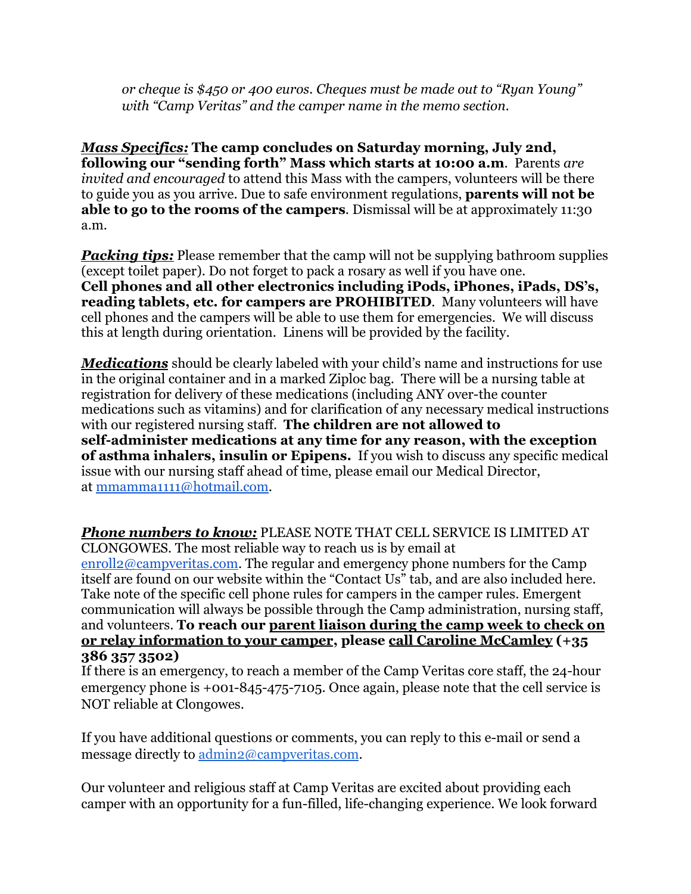*or cheque is $450 or 400 euros. Cheques must be made out to "Ryan Young" with "Camp Veritas" and the camper name in the memo section.*

***Mass Specifics:*** **The camp concludes on Saturday morning, July 2nd, following our "sending forth" Mass which starts at 10:00 a.m**. Parents *are invited and encouraged* to attend this Mass with the campers, volunteers will be there to guide you as you arrive. Due to safe environment regulations, **parents will not be able to go to the rooms of the campers**. Dismissal will be at approximately 11:30 a.m.

***Packing tips:*** Please remember that the camp will not be supplying bathroom supplies (except toilet paper). Do not forget to pack a rosary as well if you have one. **Cell phones and all other electronics including iPods, iPhones, iPads, DS's, reading tablets, etc. for campers are PROHIBITED**. Many volunteers will have cell phones and the campers will be able to use them for emergencies. We will discuss this at length during orientation. Linens will be provided by the facility.

***Medications*** should be clearly labeled with your child's name and instructions for use in the original container and in a marked Ziploc bag. There will be a nursing table at registration for delivery of these medications (including ANY over-the counter medications such as vitamins) and for clarification of any necessary medical instructions with our registered nursing staff. **The children are not allowed to self-administer medications at any time for any reason, with the exception of asthma inhalers, insulin or Epipens.** If you wish to discuss any specific medical issue with our nursing staff ahead of time, please email our Medical Director, at mmamma1111@hotmail.com.

***Phone numbers to know:*** PLEASE NOTE THAT CELL SERVICE IS LIMITED AT CLONGOWES. The most reliable way to reach us is by email at enroll2@campveritas.com. The regular and emergency phone numbers for the Camp itself are found on our website within the "Contact Us" tab, and are also included here. Take note of the specific cell phone rules for campers in the camper rules. Emergent communication will always be possible through the Camp administration, nursing staff, and volunteers. **To reach our parent liaison during the camp week to check on or relay information to your camper, please call Caroline McCamley (+35 386 357 3502)**

If there is an emergency, to reach a member of the Camp Veritas core staff, the 24-hour emergency phone is +001-845-475-7105. Once again, please note that the cell service is NOT reliable at Clongowes.

If you have additional questions or comments, you can reply to this e-mail or send a message directly to admin2@campveritas.com.

Our volunteer and religious staff at Camp Veritas are excited about providing each camper with an opportunity for a fun-filled, life-changing experience. We look forward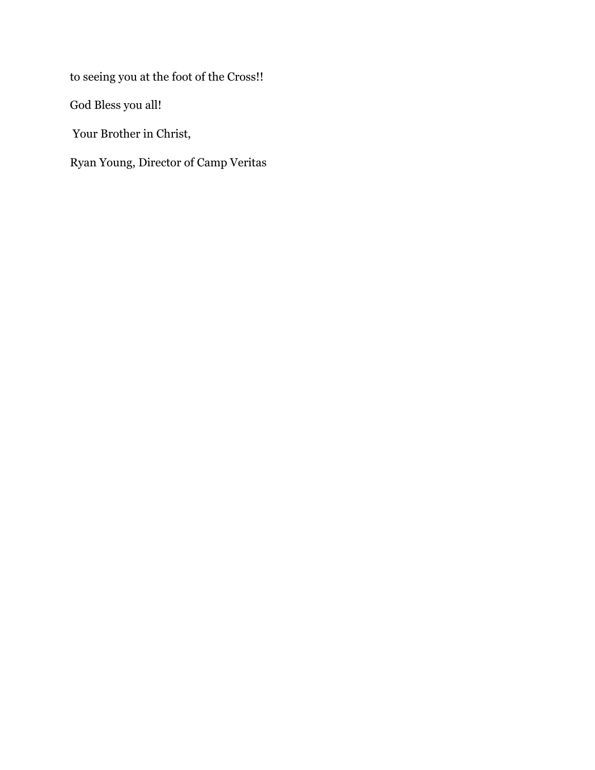to seeing you at the foot of the Cross!!

God Bless you all!

Your Brother in Christ,

Ryan Young, Director of Camp Veritas